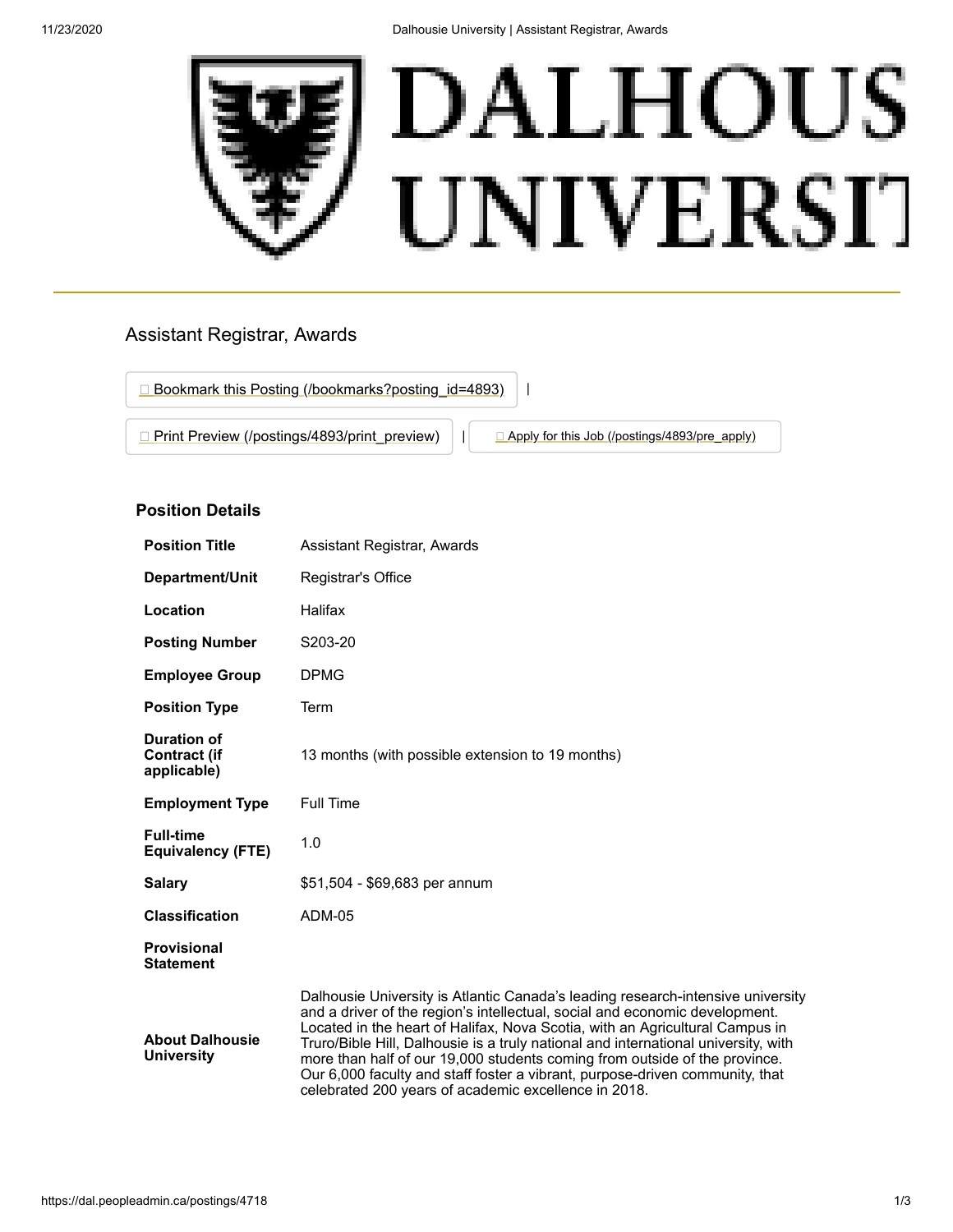# Assistant Registrar, Awards

 Bookmark this Posting (/bookmarks?posting_id=4893) |

 Print Preview (/postings/4893/print_preview) |  Apply for this Job (/postings/4893/pre_apply)

## Position Details

| | |
|---|---|
| **Position Title** | Assistant Registrar, Awards |
| **Department/Unit** | Registrar's Office |
| **Location** | Halifax |
| **Posting Number** | S203-20 |
| **Employee Group** | DPMG |
| **Position Type** | Term |
| **Duration of Contract (if applicable)** | 13 months (with possible extension to 19 months) |
| **Employment Type** | Full Time |
| **Full-time Equivalency (FTE)** | 1.0 |
| **Salary** | $51,504 - $69,683 per annum |
| **Classification** | ADM-05 |
| **Provisional Statement** | |
| **About Dalhousie University** | Dalhousie University is Atlantic Canada's leading research-intensive university and a driver of the region's intellectual, social and economic development. Located in the heart of Halifax, Nova Scotia, with an Agricultural Campus in Truro/Bible Hill, Dalhousie is a truly national and international university, with more than half of our 19,000 students coming from outside of the province. Our 6,000 faculty and staff foster a vibrant, purpose-driven community, that celebrated 200 years of academic excellence in 2018. |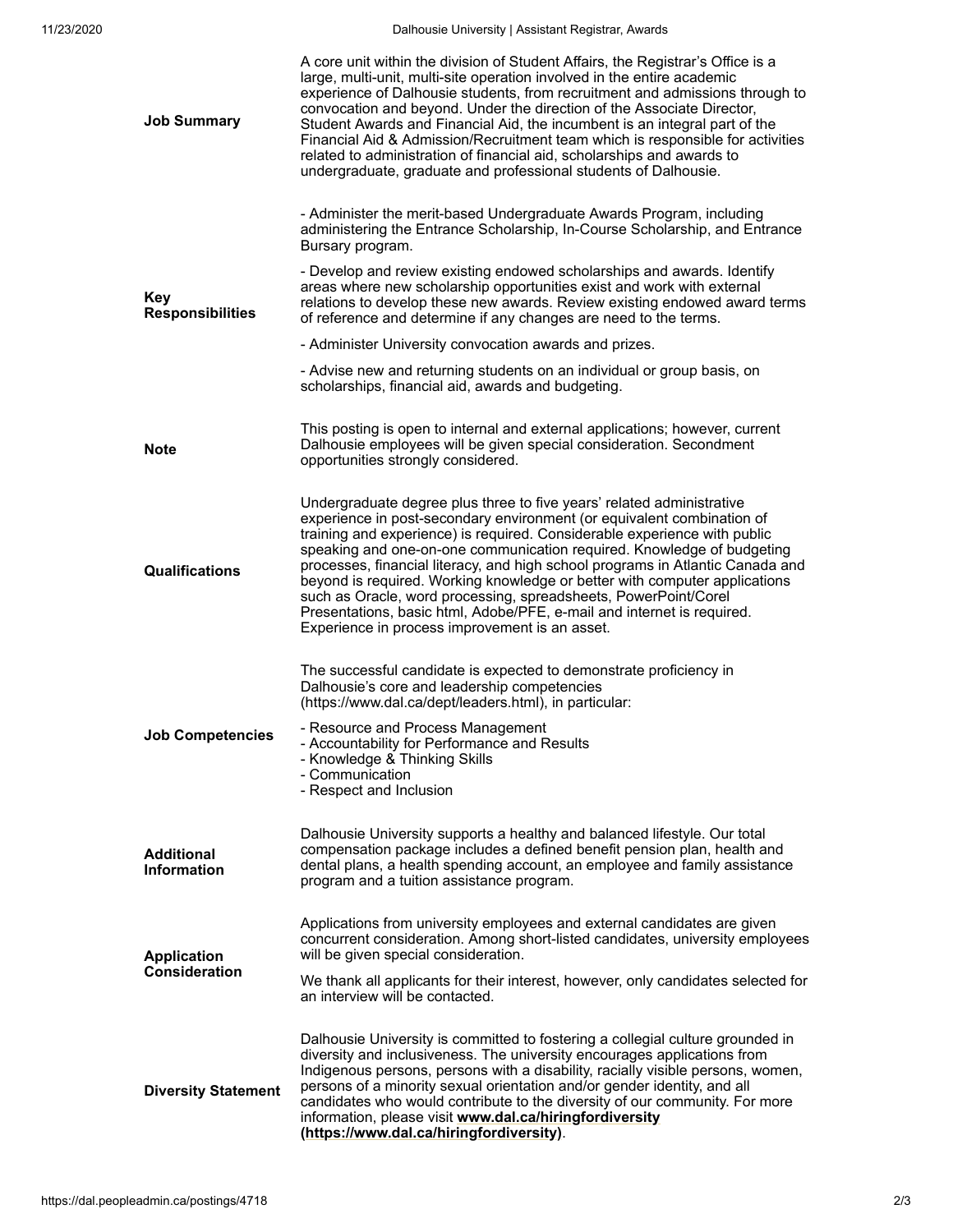**Job Summary**

A core unit within the division of Student Affairs, the Registrar's Office is a large, multi-unit, multi-site operation involved in the entire academic experience of Dalhousie students, from recruitment and admissions through to convocation and beyond. Under the direction of the Associate Director, Student Awards and Financial Aid, the incumbent is an integral part of the Financial Aid & Admission/Recruitment team which is responsible for activities related to administration of financial aid, scholarships and awards to undergraduate, graduate and professional students of Dalhousie.

**Key Responsibilities**

- Administer the merit-based Undergraduate Awards Program, including administering the Entrance Scholarship, In-Course Scholarship, and Entrance Bursary program.

- Develop and review existing endowed scholarships and awards. Identify areas where new scholarship opportunities exist and work with external relations to develop these new awards. Review existing endowed award terms of reference and determine if any changes are need to the terms.

- Administer University convocation awards and prizes.

- Advise new and returning students on an individual or group basis, on scholarships, financial aid, awards and budgeting.

**Note**

This posting is open to internal and external applications; however, current Dalhousie employees will be given special consideration. Secondment opportunities strongly considered.

**Qualifications**

Undergraduate degree plus three to five years' related administrative experience in post-secondary environment (or equivalent combination of training and experience) is required. Considerable experience with public speaking and one-on-one communication required. Knowledge of budgeting processes, financial literacy, and high school programs in Atlantic Canada and beyond is required. Working knowledge or better with computer applications such as Oracle, word processing, spreadsheets, PowerPoint/Corel Presentations, basic html, Adobe/PFE, e-mail and internet is required. Experience in process improvement is an asset.

**Job Competencies**

The successful candidate is expected to demonstrate proficiency in Dalhousie's core and leadership competencies (https://www.dal.ca/dept/leaders.html), in particular:

- Resource and Process Management
- Accountability for Performance and Results
- Knowledge & Thinking Skills
- Communication
- Respect and Inclusion

**Additional Information**

Dalhousie University supports a healthy and balanced lifestyle. Our total compensation package includes a defined benefit pension plan, health and dental plans, a health spending account, an employee and family assistance program and a tuition assistance program.

**Application Consideration**

Applications from university employees and external candidates are given concurrent consideration. Among short-listed candidates, university employees will be given special consideration.

We thank all applicants for their interest, however, only candidates selected for an interview will be contacted.

**Diversity Statement**

Dalhousie University is committed to fostering a collegial culture grounded in diversity and inclusiveness. The university encourages applications from Indigenous persons, persons with a disability, racially visible persons, women, persons of a minority sexual orientation and/or gender identity, and all candidates who would contribute to the diversity of our community. For more information, please visit **www.dal.ca/hiringfordiversity (https://www.dal.ca/hiringfordiversity)**.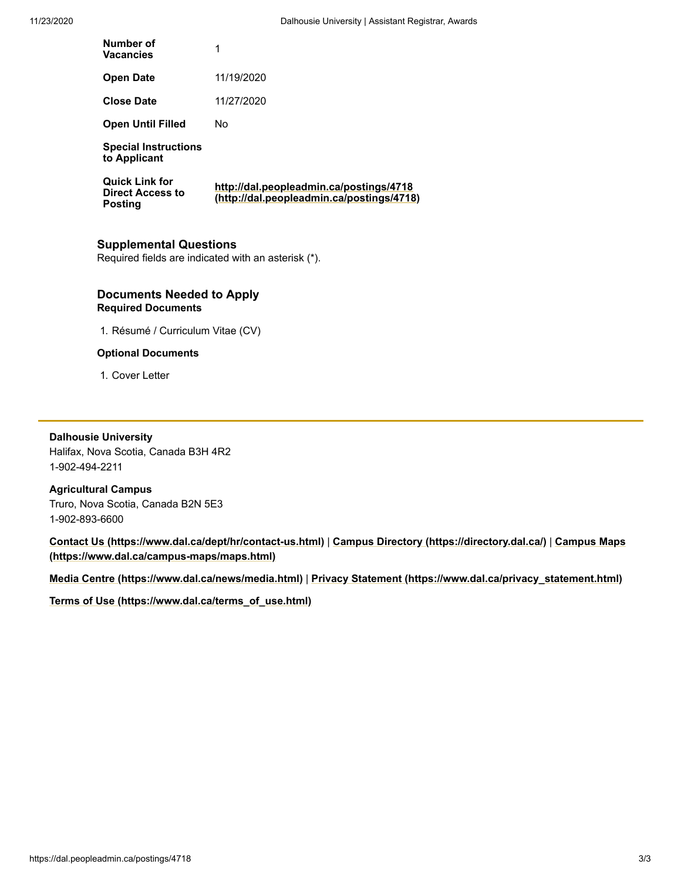| | |
|---|---|
| **Number of Vacancies** | 1 |
| **Open Date** | 11/19/2020 |
| **Close Date** | 11/27/2020 |
| **Open Until Filled** | No |
| **Special Instructions to Applicant** | |
| **Quick Link for Direct Access to Posting** | **http://dal.peopleadmin.ca/postings/4718 (http://dal.peopleadmin.ca/postings/4718)** |

### Supplemental Questions

Required fields are indicated with an asterisk (*).

### Documents Needed to Apply

**Required Documents**

1. Résumé / Curriculum Vitae (CV)

**Optional Documents**

1. Cover Letter

---

**Dalhousie University**
Halifax, Nova Scotia, Canada B3H 4R2
1-902-494-2211

**Agricultural Campus**
Truro, Nova Scotia, Canada B2N 5E3
1-902-893-6600

**Contact Us (https://www.dal.ca/dept/hr/contact-us.html)** | **Campus Directory (https://directory.dal.ca/)** | **Campus Maps (https://www.dal.ca/campus-maps/maps.html)**

**Media Centre (https://www.dal.ca/news/media.html)** | **Privacy Statement (https://www.dal.ca/privacy_statement.html)**

**Terms of Use (https://www.dal.ca/terms_of_use.html)**